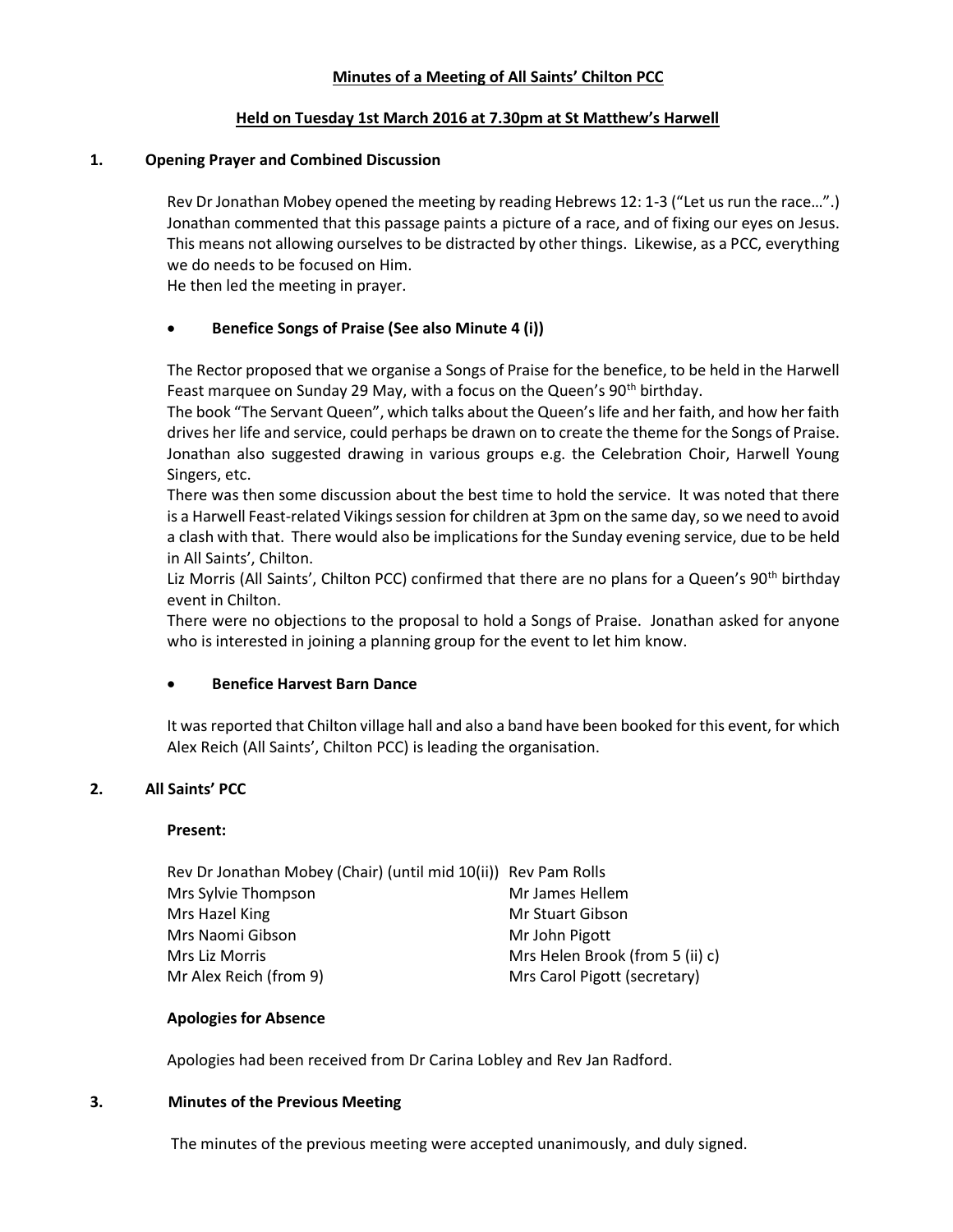**Minutes of a Meeting of All Saints' Chilton PCC**

**Held on Tuesday 1st March 2016 at 7.30pm at St Matthew's Harwell**

## 1. Opening Prayer and Combined Discussion

Rev Dr Jonathan Mobey opened the meeting by reading Hebrews 12: 1-3 ("Let us run the race…".) Jonathan commented that this passage paints a picture of a race, and of fixing our eyes on Jesus. This means not allowing ourselves to be distracted by other things. Likewise, as a PCC, everything we do needs to be focused on Him.
He then led the meeting in prayer.

- **Benefice Songs of Praise (See also Minute 4 (i))**

The Rector proposed that we organise a Songs of Praise for the benefice, to be held in the Harwell Feast marquee on Sunday 29 May, with a focus on the Queen's 90th birthday.
The book "The Servant Queen", which talks about the Queen's life and her faith, and how her faith drives her life and service, could perhaps be drawn on to create the theme for the Songs of Praise. Jonathan also suggested drawing in various groups e.g. the Celebration Choir, Harwell Young Singers, etc.
There was then some discussion about the best time to hold the service. It was noted that there is a Harwell Feast-related Vikings session for children at 3pm on the same day, so we need to avoid a clash with that. There would also be implications for the Sunday evening service, due to be held in All Saints', Chilton.
Liz Morris (All Saints', Chilton PCC) confirmed that there are no plans for a Queen's 90th birthday event in Chilton.
There were no objections to the proposal to hold a Songs of Praise. Jonathan asked for anyone who is interested in joining a planning group for the event to let him know.

- **Benefice Harvest Barn Dance**

It was reported that Chilton village hall and also a band have been booked for this event, for which Alex Reich (All Saints', Chilton PCC) is leading the organisation.

## 2. All Saints' PCC

**Present:**

Rev Dr Jonathan Mobey (Chair) (until mid 10(ii))
Mrs Sylvie Thompson
Mrs Hazel King
Mrs Naomi Gibson
Mrs Liz Morris
Mr Alex Reich (from 9)
Rev Pam Rolls
Mr James Hellem
Mr Stuart Gibson
Mr John Pigott
Mrs Helen Brook (from 5 (ii) c)
Mrs Carol Pigott (secretary)

**Apologies for Absence**

Apologies had been received from Dr Carina Lobley and Rev Jan Radford.

## 3. Minutes of the Previous Meeting

The minutes of the previous meeting were accepted unanimously, and duly signed.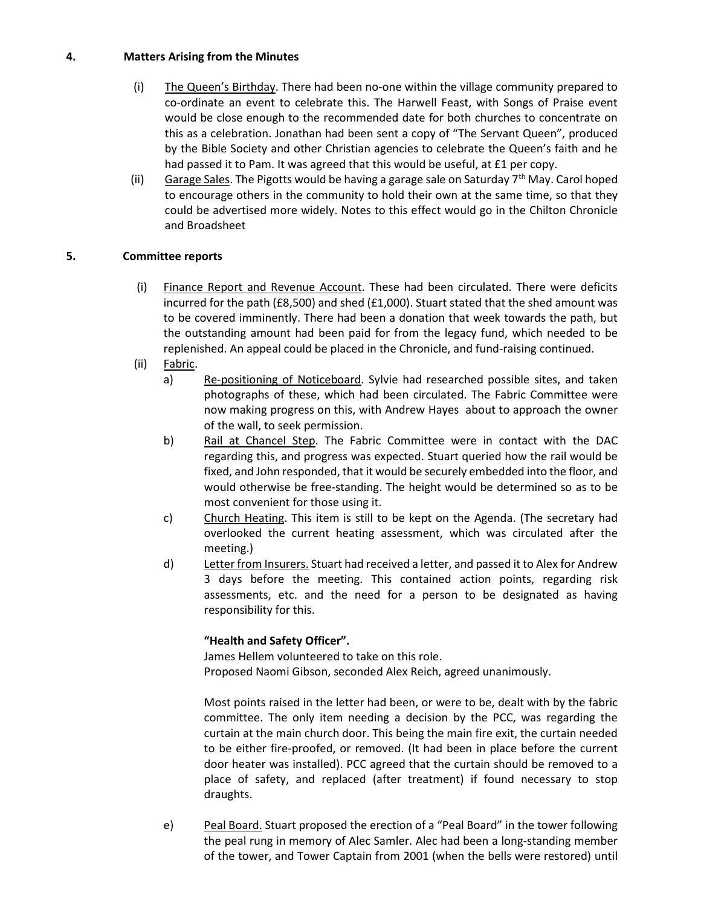## 4. Matters Arising from the Minutes

(i) The Queen's Birthday. There had been no-one within the village community prepared to co-ordinate an event to celebrate this. The Harwell Feast, with Songs of Praise event would be close enough to the recommended date for both churches to concentrate on this as a celebration. Jonathan had been sent a copy of "The Servant Queen", produced by the Bible Society and other Christian agencies to celebrate the Queen's faith and he had passed it to Pam. It was agreed that this would be useful, at £1 per copy.

(ii) Garage Sales. The Pigotts would be having a garage sale on Saturday 7th May. Carol hoped to encourage others in the community to hold their own at the same time, so that they could be advertised more widely. Notes to this effect would go in the Chilton Chronicle and Broadsheet

## 5. Committee reports

(i) Finance Report and Revenue Account. These had been circulated. There were deficits incurred for the path (£8,500) and shed (£1,000). Stuart stated that the shed amount was to be covered imminently. There had been a donation that week towards the path, but the outstanding amount had been paid for from the legacy fund, which needed to be replenished. An appeal could be placed in the Chronicle, and fund-raising continued.

(ii) Fabric.

a) Re-positioning of Noticeboard. Sylvie had researched possible sites, and taken photographs of these, which had been circulated. The Fabric Committee were now making progress on this, with Andrew Hayes about to approach the owner of the wall, to seek permission.

b) Rail at Chancel Step. The Fabric Committee were in contact with the DAC regarding this, and progress was expected. Stuart queried how the rail would be fixed, and John responded, that it would be securely embedded into the floor, and would otherwise be free-standing. The height would be determined so as to be most convenient for those using it.

c) Church Heating. This item is still to be kept on the Agenda. (The secretary had overlooked the current heating assessment, which was circulated after the meeting.)

d) Letter from Insurers. Stuart had received a letter, and passed it to Alex for Andrew 3 days before the meeting. This contained action points, regarding risk assessments, etc. and the need for a person to be designated as having responsibility for this.

**"Health and Safety Officer".**
James Hellem volunteered to take on this role.
Proposed Naomi Gibson, seconded Alex Reich, agreed unanimously.

Most points raised in the letter had been, or were to be, dealt with by the fabric committee. The only item needing a decision by the PCC, was regarding the curtain at the main church door. This being the main fire exit, the curtain needed to be either fire-proofed, or removed. (It had been in place before the current door heater was installed). PCC agreed that the curtain should be removed to a place of safety, and replaced (after treatment) if found necessary to stop draughts.

e) Peal Board. Stuart proposed the erection of a "Peal Board" in the tower following the peal rung in memory of Alec Samler. Alec had been a long-standing member of the tower, and Tower Captain from 2001 (when the bells were restored) until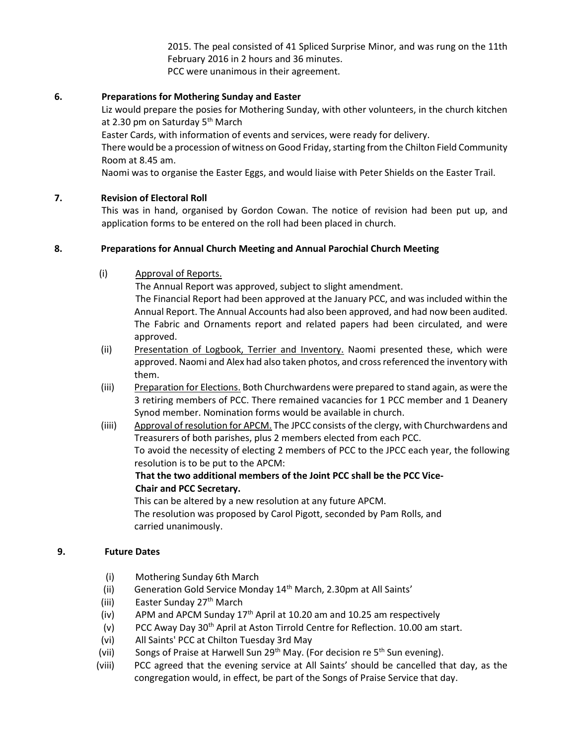2015. The peal consisted of 41 Spliced Surprise Minor, and was rung on the 11th February 2016 in 2 hours and 36 minutes.
PCC were unanimous in their agreement.

**6. Preparations for Mothering Sunday and Easter**

Liz would prepare the posies for Mothering Sunday, with other volunteers, in the church kitchen at 2.30 pm on Saturday 5th March

Easter Cards, with information of events and services, were ready for delivery.

There would be a procession of witness on Good Friday, starting from the Chilton Field Community Room at 8.45 am.

Naomi was to organise the Easter Eggs, and would liaise with Peter Shields on the Easter Trail.

**7. Revision of Electoral Roll**

This was in hand, organised by Gordon Cowan. The notice of revision had been put up, and application forms to be entered on the roll had been placed in church.

**8. Preparations for Annual Church Meeting and Annual Parochial Church Meeting**

(i) Approval of Reports.
The Annual Report was approved, subject to slight amendment.
The Financial Report had been approved at the January PCC, and was included within the Annual Report. The Annual Accounts had also been approved, and had now been audited. The Fabric and Ornaments report and related papers had been circulated, and were approved.

(ii) Presentation of Logbook, Terrier and Inventory. Naomi presented these, which were approved. Naomi and Alex had also taken photos, and cross referenced the inventory with them.

(iii) Preparation for Elections. Both Churchwardens were prepared to stand again, as were the 3 retiring members of PCC. There remained vacancies for 1 PCC member and 1 Deanery Synod member. Nomination forms would be available in church.

(iiii) Approval of resolution for APCM. The JPCC consists of the clergy, with Churchwardens and Treasurers of both parishes, plus 2 members elected from each PCC.
To avoid the necessity of electing 2 members of PCC to the JPCC each year, the following resolution is to be put to the APCM:
**That the two additional members of the Joint PCC shall be the PCC Vice-Chair and PCC Secretary.**
This can be altered by a new resolution at any future APCM.
The resolution was proposed by Carol Pigott, seconded by Pam Rolls, and carried unanimously.

**9. Future Dates**

(i) Mothering Sunday 6th March
(ii) Generation Gold Service Monday 14th March, 2.30pm at All Saints'
(iii) Easter Sunday 27th March
(iv) APM and APCM Sunday 17th April at 10.20 am and 10.25 am respectively
(v) PCC Away Day 30th April at Aston Tirrold Centre for Reflection. 10.00 am start.
(vi) All Saints' PCC at Chilton Tuesday 3rd May
(vii) Songs of Praise at Harwell Sun 29th May. (For decision re 5th Sun evening).
(viii) PCC agreed that the evening service at All Saints' should be cancelled that day, as the congregation would, in effect, be part of the Songs of Praise Service that day.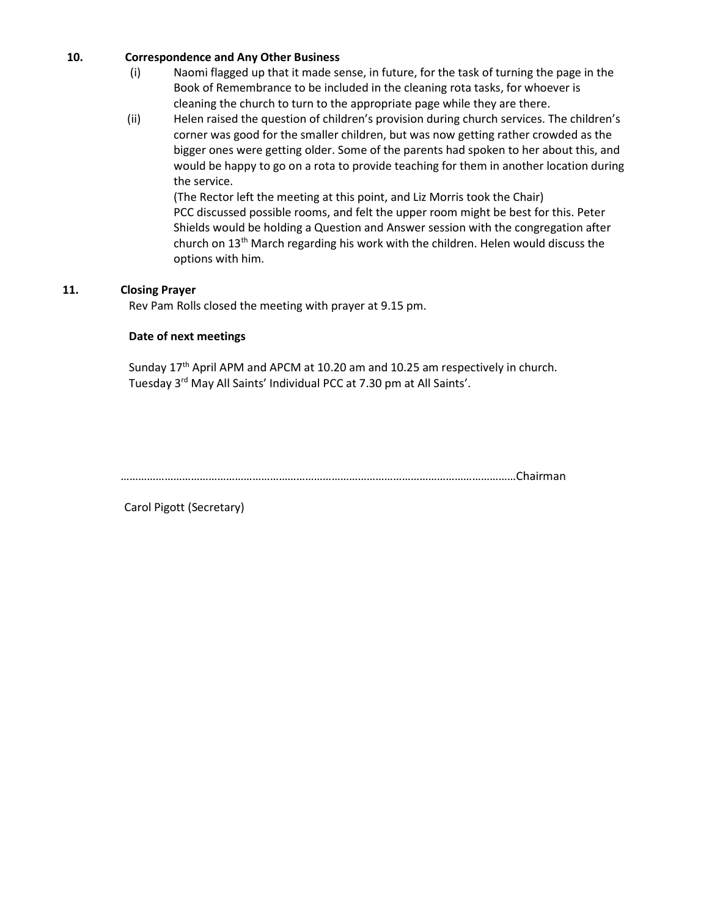**10. Correspondence and Any Other Business**

(i) Naomi flagged up that it made sense, in future, for the task of turning the page in the Book of Remembrance to be included in the cleaning rota tasks, for whoever is cleaning the church to turn to the appropriate page while they are there.

(ii) Helen raised the question of children's provision during church services. The children's corner was good for the smaller children, but was now getting rather crowded as the bigger ones were getting older. Some of the parents had spoken to her about this, and would be happy to go on a rota to provide teaching for them in another location during the service.
(The Rector left the meeting at this point, and Liz Morris took the Chair)
PCC discussed possible rooms, and felt the upper room might be best for this. Peter Shields would be holding a Question and Answer session with the congregation after church on 13th March regarding his work with the children. Helen would discuss the options with him.

**11. Closing Prayer**

Rev Pam Rolls closed the meeting with prayer at 9.15 pm.

**Date of next meetings**

Sunday 17th April APM and APCM at 10.20 am and 10.25 am respectively in church.
Tuesday 3rd May All Saints' Individual PCC at 7.30 pm at All Saints'.

……………………………………………………………………………………………………………………Chairman

Carol Pigott (Secretary)